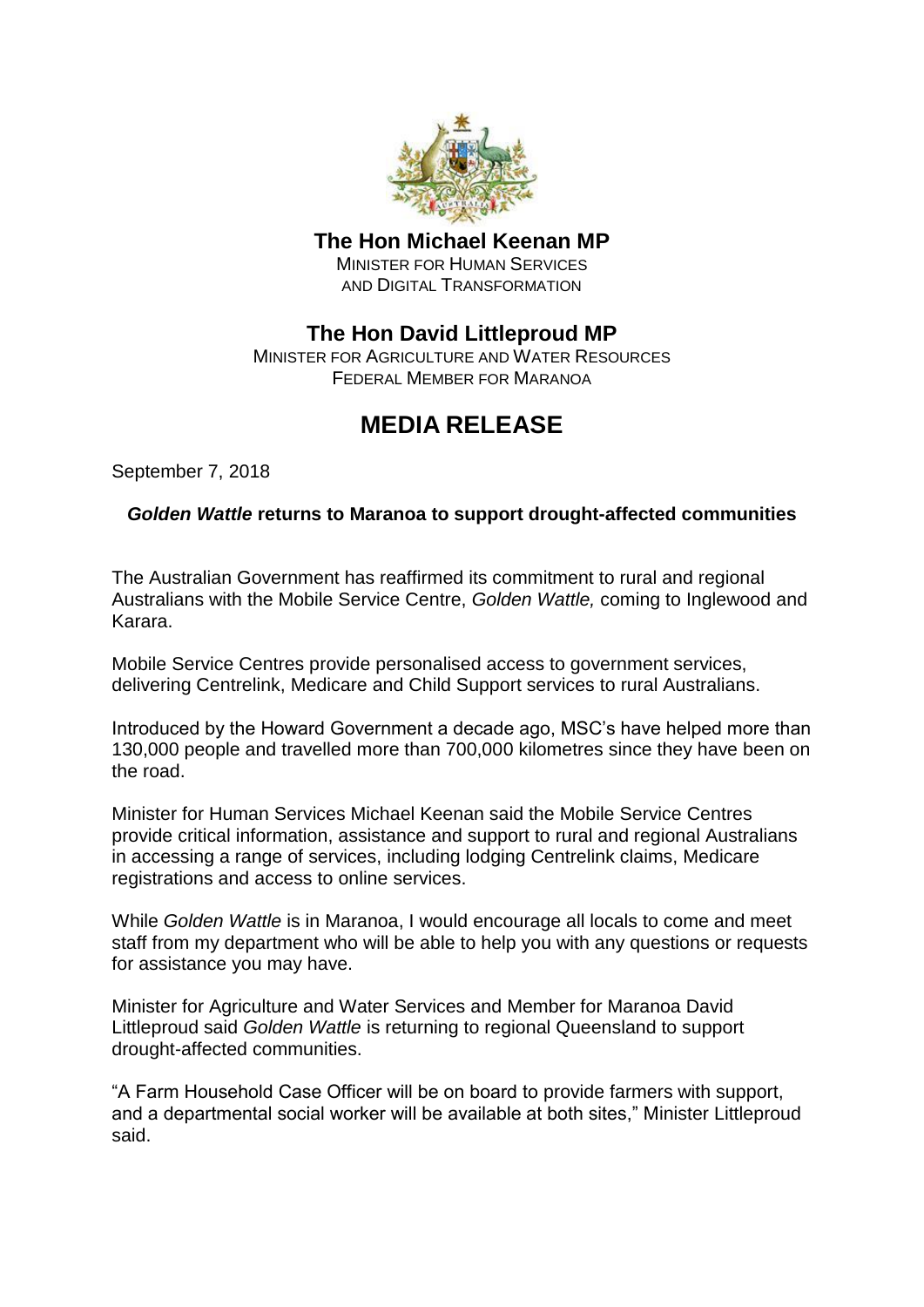**The Hon Michael Keenan MP**
MINISTER FOR HUMAN SERVICES
AND DIGITAL TRANSFORMATION

**The Hon David Littleproud MP**
MINISTER FOR AGRICULTURE AND WATER RESOURCES
FEDERAL MEMBER FOR MARANOA

# MEDIA RELEASE

September 7, 2018

**_Golden Wattle_ returns to Maranoa to support drought-affected communities**

The Australian Government has reaffirmed its commitment to rural and regional Australians with the Mobile Service Centre, *Golden Wattle,* coming to Inglewood and Karara.

Mobile Service Centres provide personalised access to government services, delivering Centrelink, Medicare and Child Support services to rural Australians.

Introduced by the Howard Government a decade ago, MSC's have helped more than 130,000 people and travelled more than 700,000 kilometres since they have been on the road.

Minister for Human Services Michael Keenan said the Mobile Service Centres provide critical information, assistance and support to rural and regional Australians in accessing a range of services, including lodging Centrelink claims, Medicare registrations and access to online services.

While *Golden Wattle* is in Maranoa, I would encourage all locals to come and meet staff from my department who will be able to help you with any questions or requests for assistance you may have.

Minister for Agriculture and Water Services and Member for Maranoa David Littleproud said *Golden Wattle* is returning to regional Queensland to support drought-affected communities.

"A Farm Household Case Officer will be on board to provide farmers with support, and a departmental social worker will be available at both sites," Minister Littleproud said.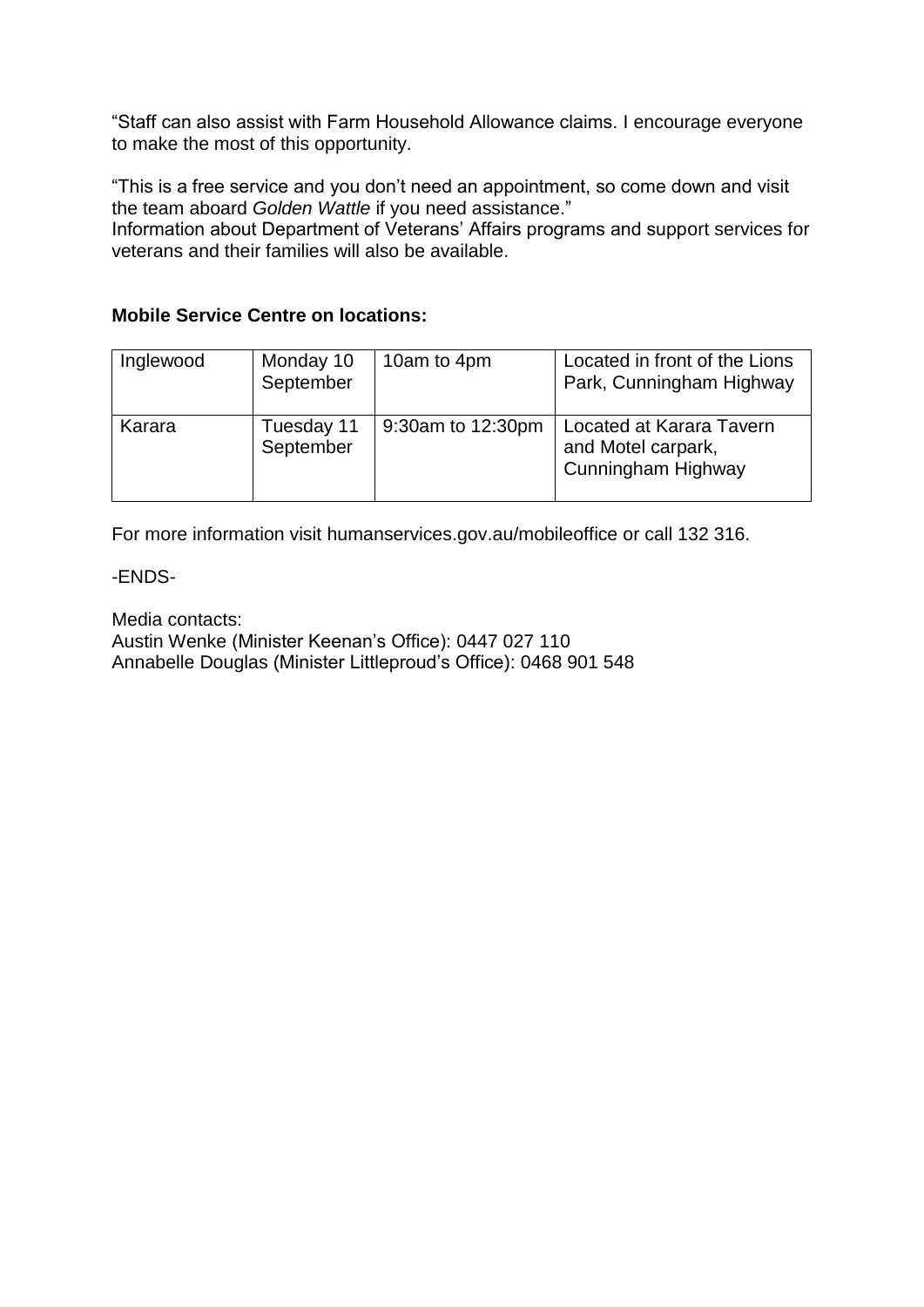"Staff can also assist with Farm Household Allowance claims. I encourage everyone to make the most of this opportunity.

"This is a free service and you don't need an appointment, so come down and visit the team aboard *Golden Wattle* if you need assistance."
Information about Department of Veterans' Affairs programs and support services for veterans and their families will also be available.

**Mobile Service Centre on locations:**

| | | | |
|---|---|---|---|
| Inglewood | Monday 10 September | 10am to 4pm | Located in front of the Lions Park, Cunningham Highway |
| Karara | Tuesday 11 September | 9:30am to 12:30pm | Located at Karara Tavern and Motel carpark, Cunningham Highway |

For more information visit humanservices.gov.au/mobileoffice or call 132 316.

-ENDS-

Media contacts:
Austin Wenke (Minister Keenan's Office): 0447 027 110
Annabelle Douglas (Minister Littleproud's Office): 0468 901 548